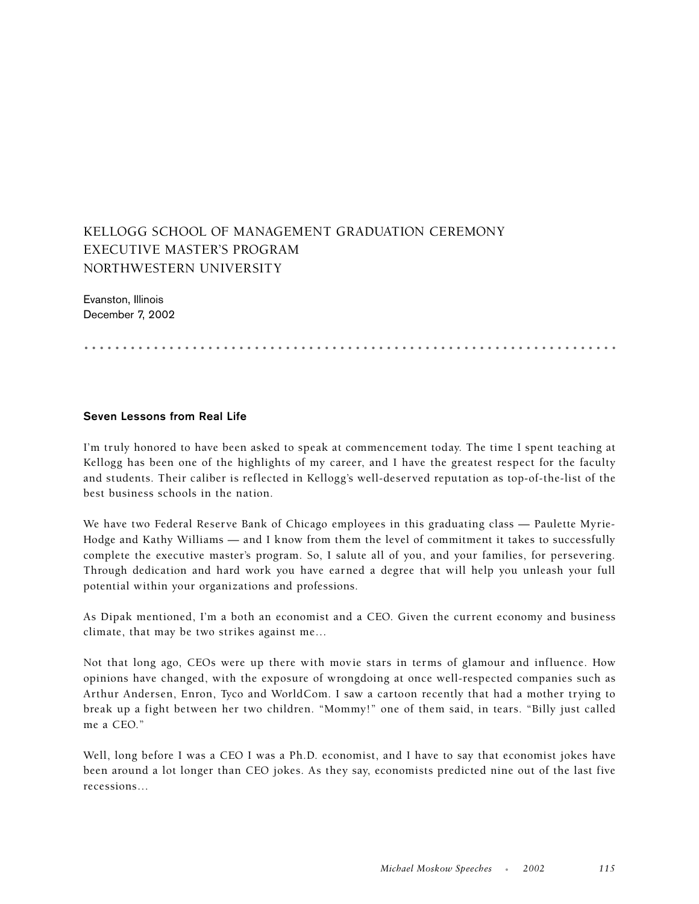# KELLOGG SCHOOL OF MANAGEMENT GRADUATION CEREMONY
# EXECUTIVE MASTER'S PROGRAM
# NORTHWESTERN UNIVERSITY

Evanston, Illinois
December 7, 2002

## Seven Lessons from Real Life

I'm truly honored to have been asked to speak at commencement today. The time I spent teaching at Kellogg has been one of the highlights of my career, and I have the greatest respect for the faculty and students. Their caliber is reflected in Kellogg's well-deserved reputation as top-of-the-list of the best business schools in the nation.

We have two Federal Reserve Bank of Chicago employees in this graduating class — Paulette Myrie-Hodge and Kathy Williams — and I know from them the level of commitment it takes to successfully complete the executive master's program. So, I salute all of you, and your families, for persevering. Through dedication and hard work you have earned a degree that will help you unleash your full potential within your organizations and professions.

As Dipak mentioned, I'm a both an economist and a CEO. Given the current economy and business climate, that may be two strikes against me…

Not that long ago, CEOs were up there with movie stars in terms of glamour and influence. How opinions have changed, with the exposure of wrongdoing at once well-respected companies such as Arthur Andersen, Enron, Tyco and WorldCom. I saw a cartoon recently that had a mother trying to break up a fight between her two children. "Mommy!" one of them said, in tears. "Billy just called me a CEO."

Well, long before I was a CEO I was a Ph.D. economist, and I have to say that economist jokes have been around a lot longer than CEO jokes. As they say, economists predicted nine out of the last five recessions…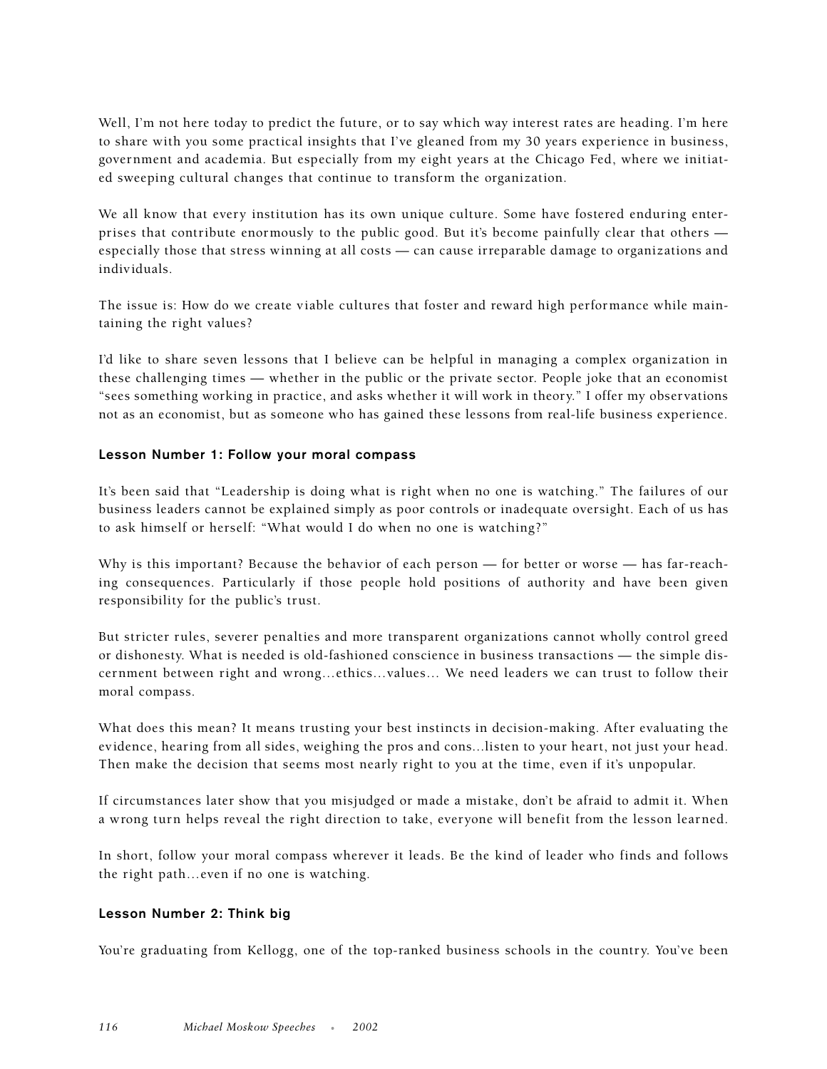Well, I'm not here today to predict the future, or to say which way interest rates are heading. I'm here to share with you some practical insights that I've gleaned from my 30 years experience in business, government and academia. But especially from my eight years at the Chicago Fed, where we initiated sweeping cultural changes that continue to transform the organization.

We all know that every institution has its own unique culture. Some have fostered enduring enterprises that contribute enormously to the public good. But it's become painfully clear that others — especially those that stress winning at all costs — can cause irreparable damage to organizations and individuals.

The issue is: How do we create viable cultures that foster and reward high performance while maintaining the right values?

I'd like to share seven lessons that I believe can be helpful in managing a complex organization in these challenging times — whether in the public or the private sector. People joke that an economist "sees something working in practice, and asks whether it will work in theory." I offer my observations not as an economist, but as someone who has gained these lessons from real-life business experience.

### Lesson Number 1: Follow your moral compass

It's been said that "Leadership is doing what is right when no one is watching." The failures of our business leaders cannot be explained simply as poor controls or inadequate oversight. Each of us has to ask himself or herself: "What would I do when no one is watching?"

Why is this important? Because the behavior of each person — for better or worse — has far-reaching consequences. Particularly if those people hold positions of authority and have been given responsibility for the public's trust.

But stricter rules, severer penalties and more transparent organizations cannot wholly control greed or dishonesty. What is needed is old-fashioned conscience in business transactions — the simple discernment between right and wrong…ethics…values… We need leaders we can trust to follow their moral compass.

What does this mean? It means trusting your best instincts in decision-making. After evaluating the evidence, hearing from all sides, weighing the pros and cons…listen to your heart, not just your head. Then make the decision that seems most nearly right to you at the time, even if it's unpopular.

If circumstances later show that you misjudged or made a mistake, don't be afraid to admit it. When a wrong turn helps reveal the right direction to take, everyone will benefit from the lesson learned.

In short, follow your moral compass wherever it leads. Be the kind of leader who finds and follows the right path…even if no one is watching.

### Lesson Number 2: Think big

You're graduating from Kellogg, one of the top-ranked business schools in the country. You've been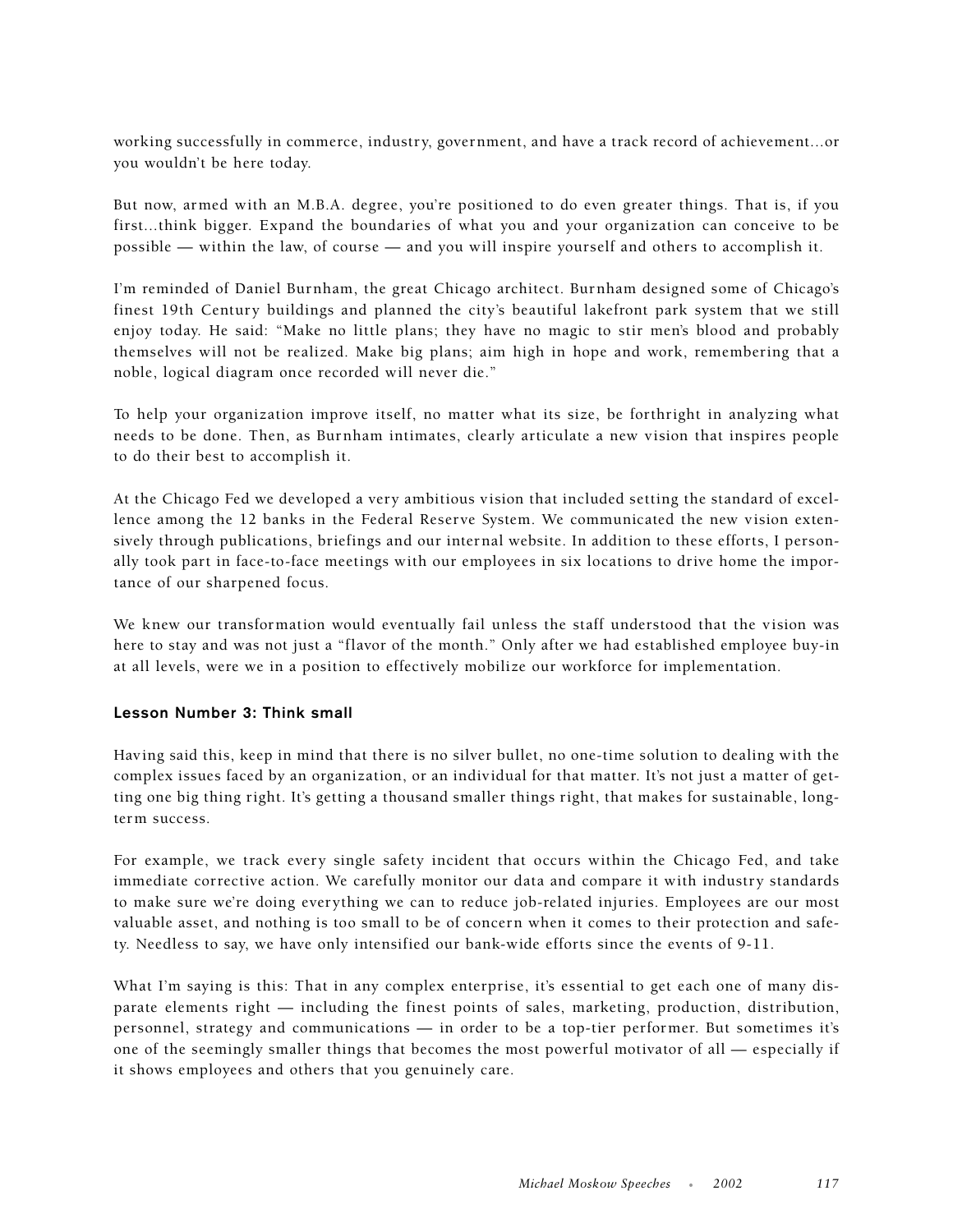working successfully in commerce, industry, government, and have a track record of achievement...or you wouldn't be here today.

But now, armed with an M.B.A. degree, you're positioned to do even greater things. That is, if you first...think bigger. Expand the boundaries of what you and your organization can conceive to be possible — within the law, of course — and you will inspire yourself and others to accomplish it.

I'm reminded of Daniel Burnham, the great Chicago architect. Burnham designed some of Chicago's finest 19th Century buildings and planned the city's beautiful lakefront park system that we still enjoy today. He said: "Make no little plans; they have no magic to stir men's blood and probably themselves will not be realized. Make big plans; aim high in hope and work, remembering that a noble, logical diagram once recorded will never die."

To help your organization improve itself, no matter what its size, be forthright in analyzing what needs to be done. Then, as Burnham intimates, clearly articulate a new vision that inspires people to do their best to accomplish it.

At the Chicago Fed we developed a very ambitious vision that included setting the standard of excellence among the 12 banks in the Federal Reserve System. We communicated the new vision extensively through publications, briefings and our internal website. In addition to these efforts, I personally took part in face-to-face meetings with our employees in six locations to drive home the importance of our sharpened focus.

We knew our transformation would eventually fail unless the staff understood that the vision was here to stay and was not just a "flavor of the month." Only after we had established employee buy-in at all levels, were we in a position to effectively mobilize our workforce for implementation.

### Lesson Number 3: Think small

Having said this, keep in mind that there is no silver bullet, no one-time solution to dealing with the complex issues faced by an organization, or an individual for that matter. It's not just a matter of getting one big thing right. It's getting a thousand smaller things right, that makes for sustainable, long-term success.

For example, we track every single safety incident that occurs within the Chicago Fed, and take immediate corrective action. We carefully monitor our data and compare it with industry standards to make sure we're doing everything we can to reduce job-related injuries. Employees are our most valuable asset, and nothing is too small to be of concern when it comes to their protection and safety. Needless to say, we have only intensified our bank-wide efforts since the events of 9-11.

What I'm saying is this: That in any complex enterprise, it's essential to get each one of many disparate elements right — including the finest points of sales, marketing, production, distribution, personnel, strategy and communications — in order to be a top-tier performer. But sometimes it's one of the seemingly smaller things that becomes the most powerful motivator of all — especially if it shows employees and others that you genuinely care.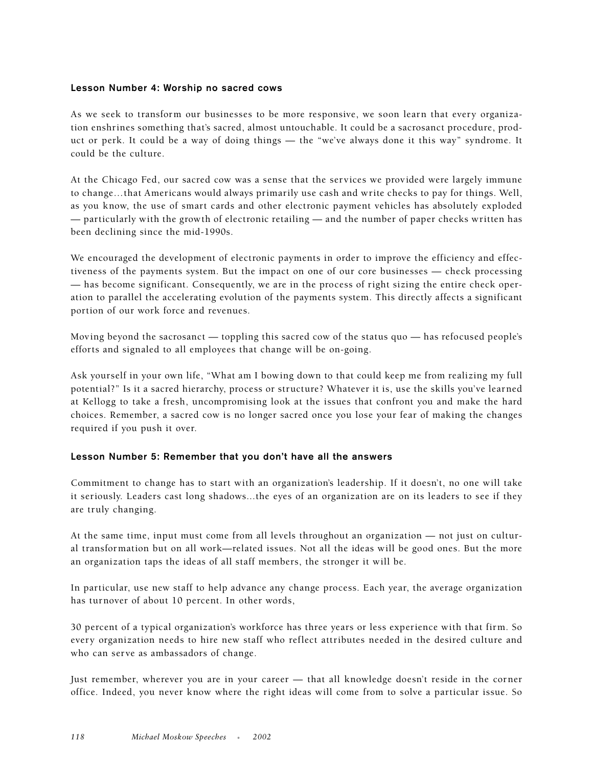**Lesson Number 4: Worship no sacred cows**

As we seek to transform our businesses to be more responsive, we soon learn that every organization enshrines something that's sacred, almost untouchable. It could be a sacrosanct procedure, product or perk. It could be a way of doing things — the "we've always done it this way" syndrome. It could be the culture.

At the Chicago Fed, our sacred cow was a sense that the services we provided were largely immune to change…that Americans would always primarily use cash and write checks to pay for things. Well, as you know, the use of smart cards and other electronic payment vehicles has absolutely exploded — particularly with the growth of electronic retailing — and the number of paper checks written has been declining since the mid-1990s.

We encouraged the development of electronic payments in order to improve the efficiency and effectiveness of the payments system. But the impact on one of our core businesses — check processing — has become significant. Consequently, we are in the process of right sizing the entire check operation to parallel the accelerating evolution of the payments system. This directly affects a significant portion of our work force and revenues.

Moving beyond the sacrosanct — toppling this sacred cow of the status quo — has refocused people's efforts and signaled to all employees that change will be on-going.

Ask yourself in your own life, "What am I bowing down to that could keep me from realizing my full potential?" Is it a sacred hierarchy, process or structure? Whatever it is, use the skills you've learned at Kellogg to take a fresh, uncompromising look at the issues that confront you and make the hard choices. Remember, a sacred cow is no longer sacred once you lose your fear of making the changes required if you push it over.

**Lesson Number 5: Remember that you don't have all the answers**

Commitment to change has to start with an organization's leadership. If it doesn't, no one will take it seriously. Leaders cast long shadows…the eyes of an organization are on its leaders to see if they are truly changing.

At the same time, input must come from all levels throughout an organization — not just on cultural transformation but on all work—related issues. Not all the ideas will be good ones. But the more an organization taps the ideas of all staff members, the stronger it will be.

In particular, use new staff to help advance any change process. Each year, the average organization has turnover of about 10 percent. In other words,

30 percent of a typical organization's workforce has three years or less experience with that firm. So every organization needs to hire new staff who reflect attributes needed in the desired culture and who can serve as ambassadors of change.

Just remember, wherever you are in your career — that all knowledge doesn't reside in the corner office. Indeed, you never know where the right ideas will come from to solve a particular issue. So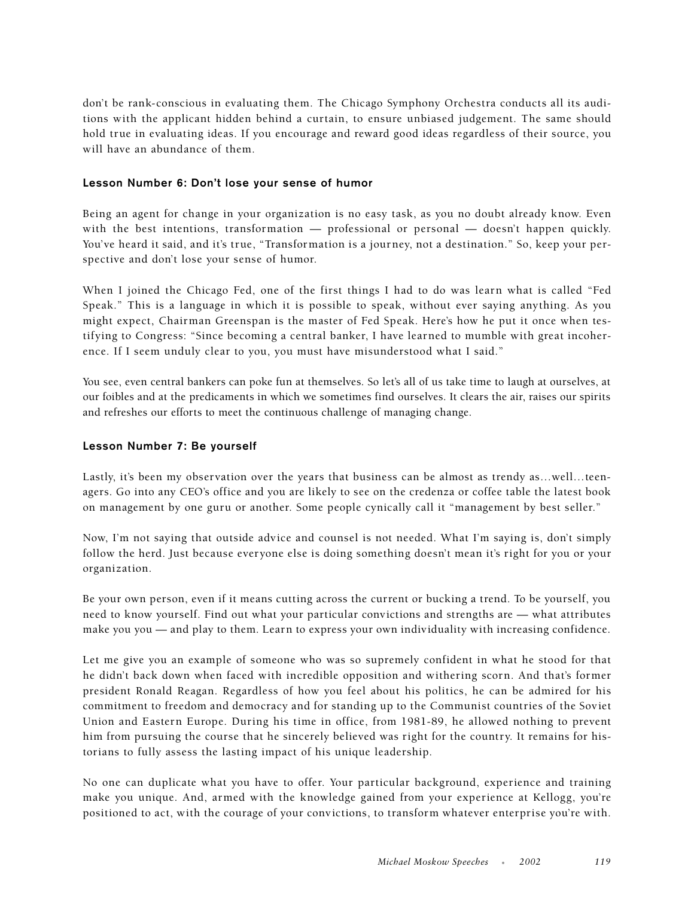don't be rank-conscious in evaluating them. The Chicago Symphony Orchestra conducts all its auditions with the applicant hidden behind a curtain, to ensure unbiased judgement. The same should hold true in evaluating ideas. If you encourage and reward good ideas regardless of their source, you will have an abundance of them.

#### Lesson Number 6: Don't lose your sense of humor

Being an agent for change in your organization is no easy task, as you no doubt already know. Even with the best intentions, transformation — professional or personal — doesn't happen quickly. You've heard it said, and it's true, "Transformation is a journey, not a destination." So, keep your perspective and don't lose your sense of humor.

When I joined the Chicago Fed, one of the first things I had to do was learn what is called "Fed Speak." This is a language in which it is possible to speak, without ever saying anything. As you might expect, Chairman Greenspan is the master of Fed Speak. Here's how he put it once when testifying to Congress: "Since becoming a central banker, I have learned to mumble with great incoherence. If I seem unduly clear to you, you must have misunderstood what I said."

You see, even central bankers can poke fun at themselves. So let's all of us take time to laugh at ourselves, at our foibles and at the predicaments in which we sometimes find ourselves. It clears the air, raises our spirits and refreshes our efforts to meet the continuous challenge of managing change.

#### Lesson Number 7: Be yourself

Lastly, it's been my observation over the years that business can be almost as trendy as…well…teenagers. Go into any CEO's office and you are likely to see on the credenza or coffee table the latest book on management by one guru or another. Some people cynically call it "management by best seller."

Now, I'm not saying that outside advice and counsel is not needed. What I'm saying is, don't simply follow the herd. Just because everyone else is doing something doesn't mean it's right for you or your organization.

Be your own person, even if it means cutting across the current or bucking a trend. To be yourself, you need to know yourself. Find out what your particular convictions and strengths are — what attributes make you you — and play to them. Learn to express your own individuality with increasing confidence.

Let me give you an example of someone who was so supremely confident in what he stood for that he didn't back down when faced with incredible opposition and withering scorn. And that's former president Ronald Reagan. Regardless of how you feel about his politics, he can be admired for his commitment to freedom and democracy and for standing up to the Communist countries of the Soviet Union and Eastern Europe. During his time in office, from 1981-89, he allowed nothing to prevent him from pursuing the course that he sincerely believed was right for the country. It remains for historians to fully assess the lasting impact of his unique leadership.

No one can duplicate what you have to offer. Your particular background, experience and training make you unique. And, armed with the knowledge gained from your experience at Kellogg, you're positioned to act, with the courage of your convictions, to transform whatever enterprise you're with.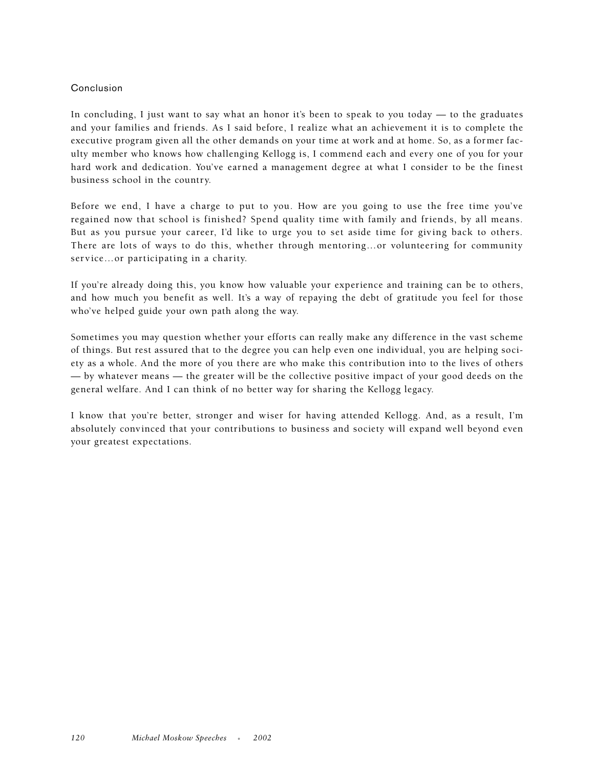## Conclusion

In concluding, I just want to say what an honor it's been to speak to you today — to the graduates and your families and friends. As I said before, I realize what an achievement it is to complete the executive program given all the other demands on your time at work and at home. So, as a former faculty member who knows how challenging Kellogg is, I commend each and every one of you for your hard work and dedication. You've earned a management degree at what I consider to be the finest business school in the country.

Before we end, I have a charge to put to you. How are you going to use the free time you've regained now that school is finished? Spend quality time with family and friends, by all means. But as you pursue your career, I'd like to urge you to set aside time for giving back to others. There are lots of ways to do this, whether through mentoring...or volunteering for community service...or participating in a charity.

If you're already doing this, you know how valuable your experience and training can be to others, and how much you benefit as well. It's a way of repaying the debt of gratitude you feel for those who've helped guide your own path along the way.

Sometimes you may question whether your efforts can really make any difference in the vast scheme of things. But rest assured that to the degree you can help even one individual, you are helping society as a whole. And the more of you there are who make this contribution into to the lives of others — by whatever means — the greater will be the collective positive impact of your good deeds on the general welfare. And I can think of no better way for sharing the Kellogg legacy.

I know that you're better, stronger and wiser for having attended Kellogg. And, as a result, I'm absolutely convinced that your contributions to business and society will expand well beyond even your greatest expectations.